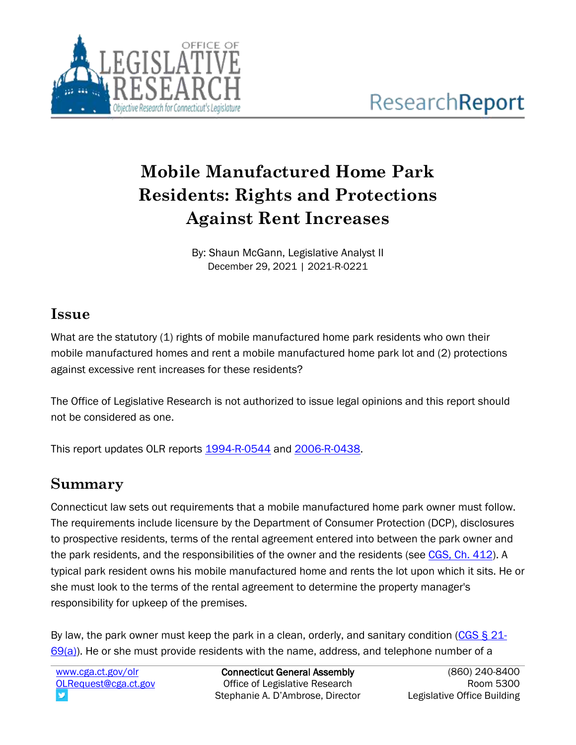# Mobile Manufactured Home Park Residents: Rights and Protections Against Rent Increases

By: Shaun McGann, Legislative Analyst II
December 29, 2021 | 2021-R-0221

## Issue

What are the statutory (1) rights of mobile manufactured home park residents who own their mobile manufactured homes and rent a mobile manufactured home park lot and (2) protections against excessive rent increases for these residents?

The Office of Legislative Research is not authorized to issue legal opinions and this report should not be considered as one.

This report updates OLR reports 1994-R-0544 and 2006-R-0438.

## Summary

Connecticut law sets out requirements that a mobile manufactured home park owner must follow. The requirements include licensure by the Department of Consumer Protection (DCP), disclosures to prospective residents, terms of the rental agreement entered into between the park owner and the park residents, and the responsibilities of the owner and the residents (see CGS, Ch. 412). A typical park resident owns his mobile manufactured home and rents the lot upon which it sits. He or she must look to the terms of the rental agreement to determine the property manager's responsibility for upkeep of the premises.

By law, the park owner must keep the park in a clean, orderly, and sanitary condition (CGS § 21-69(a)). He or she must provide residents with the name, address, and telephone number of a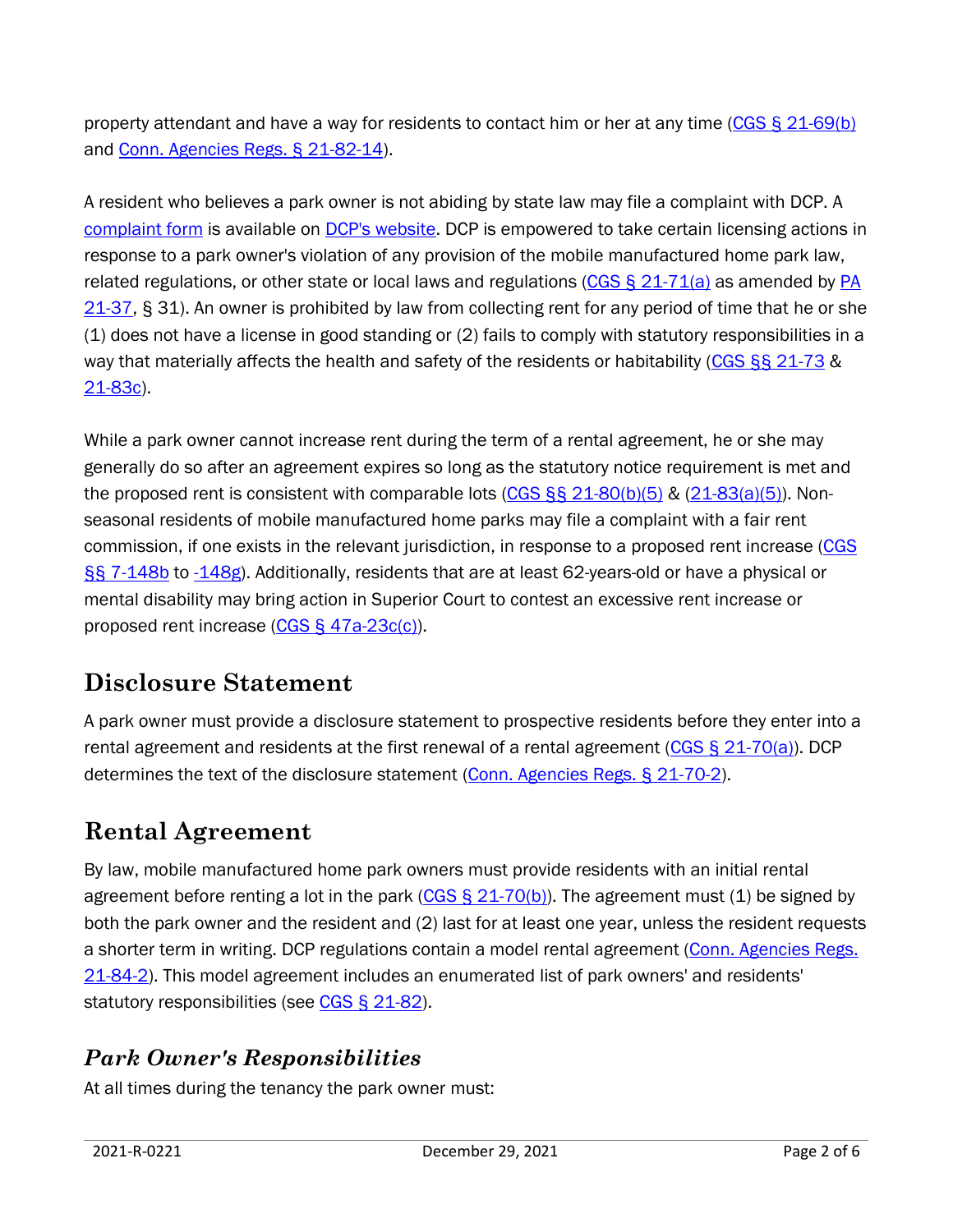property attendant and have a way for residents to contact him or her at any time (CGS § 21-69(b) and Conn. Agencies Regs. § 21-82-14).

A resident who believes a park owner is not abiding by state law may file a complaint with DCP. A complaint form is available on DCP's website. DCP is empowered to take certain licensing actions in response to a park owner's violation of any provision of the mobile manufactured home park law, related regulations, or other state or local laws and regulations (CGS § 21-71(a) as amended by PA 21-37, § 31). An owner is prohibited by law from collecting rent for any period of time that he or she (1) does not have a license in good standing or (2) fails to comply with statutory responsibilities in a way that materially affects the health and safety of the residents or habitability (CGS §§ 21-73 & 21-83c).

While a park owner cannot increase rent during the term of a rental agreement, he or she may generally do so after an agreement expires so long as the statutory notice requirement is met and the proposed rent is consistent with comparable lots (CGS §§ 21-80(b)(5) & (21-83(a)(5)). Non-seasonal residents of mobile manufactured home parks may file a complaint with a fair rent commission, if one exists in the relevant jurisdiction, in response to a proposed rent increase (CGS §§ 7-148b to -148g). Additionally, residents that are at least 62-years-old or have a physical or mental disability may bring action in Superior Court to contest an excessive rent increase or proposed rent increase (CGS § 47a-23c(c)).

## Disclosure Statement

A park owner must provide a disclosure statement to prospective residents before they enter into a rental agreement and residents at the first renewal of a rental agreement (CGS § 21-70(a)). DCP determines the text of the disclosure statement (Conn. Agencies Regs. § 21-70-2).

## Rental Agreement

By law, mobile manufactured home park owners must provide residents with an initial rental agreement before renting a lot in the park (CGS § 21-70(b)). The agreement must (1) be signed by both the park owner and the resident and (2) last for at least one year, unless the resident requests a shorter term in writing. DCP regulations contain a model rental agreement (Conn. Agencies Regs. 21-84-2). This model agreement includes an enumerated list of park owners' and residents' statutory responsibilities (see CGS § 21-82).

### *Park Owner's Responsibilities*

At all times during the tenancy the park owner must: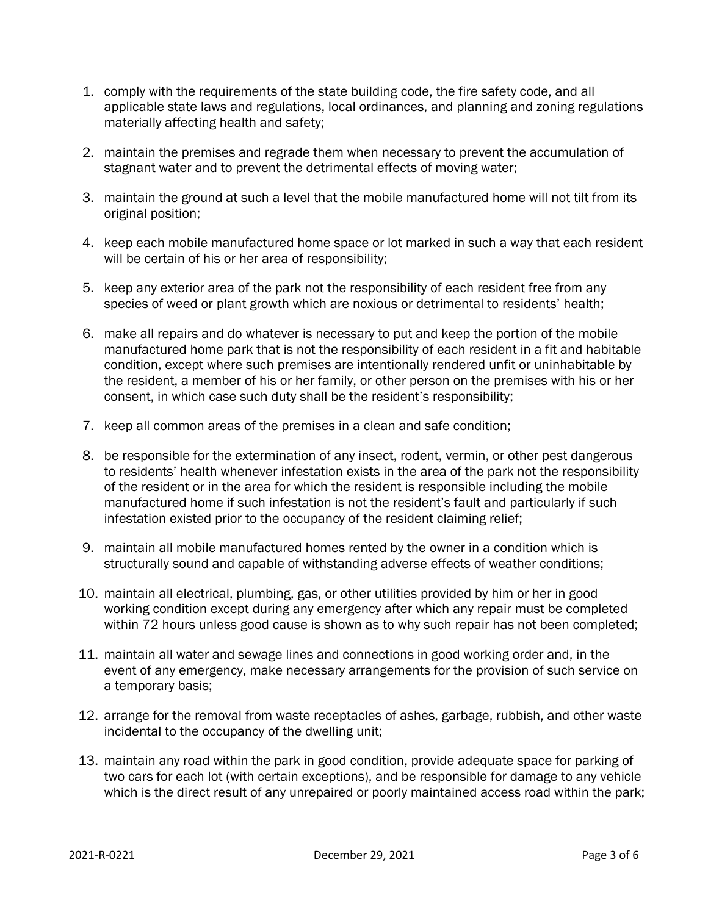1. comply with the requirements of the state building code, the fire safety code, and all applicable state laws and regulations, local ordinances, and planning and zoning regulations materially affecting health and safety;

2. maintain the premises and regrade them when necessary to prevent the accumulation of stagnant water and to prevent the detrimental effects of moving water;

3. maintain the ground at such a level that the mobile manufactured home will not tilt from its original position;

4. keep each mobile manufactured home space or lot marked in such a way that each resident will be certain of his or her area of responsibility;

5. keep any exterior area of the park not the responsibility of each resident free from any species of weed or plant growth which are noxious or detrimental to residents' health;

6. make all repairs and do whatever is necessary to put and keep the portion of the mobile manufactured home park that is not the responsibility of each resident in a fit and habitable condition, except where such premises are intentionally rendered unfit or uninhabitable by the resident, a member of his or her family, or other person on the premises with his or her consent, in which case such duty shall be the resident's responsibility;

7. keep all common areas of the premises in a clean and safe condition;

8. be responsible for the extermination of any insect, rodent, vermin, or other pest dangerous to residents' health whenever infestation exists in the area of the park not the responsibility of the resident or in the area for which the resident is responsible including the mobile manufactured home if such infestation is not the resident's fault and particularly if such infestation existed prior to the occupancy of the resident claiming relief;

9. maintain all mobile manufactured homes rented by the owner in a condition which is structurally sound and capable of withstanding adverse effects of weather conditions;

10. maintain all electrical, plumbing, gas, or other utilities provided by him or her in good working condition except during any emergency after which any repair must be completed within 72 hours unless good cause is shown as to why such repair has not been completed;

11. maintain all water and sewage lines and connections in good working order and, in the event of any emergency, make necessary arrangements for the provision of such service on a temporary basis;

12. arrange for the removal from waste receptacles of ashes, garbage, rubbish, and other waste incidental to the occupancy of the dwelling unit;

13. maintain any road within the park in good condition, provide adequate space for parking of two cars for each lot (with certain exceptions), and be responsible for damage to any vehicle which is the direct result of any unrepaired or poorly maintained access road within the park;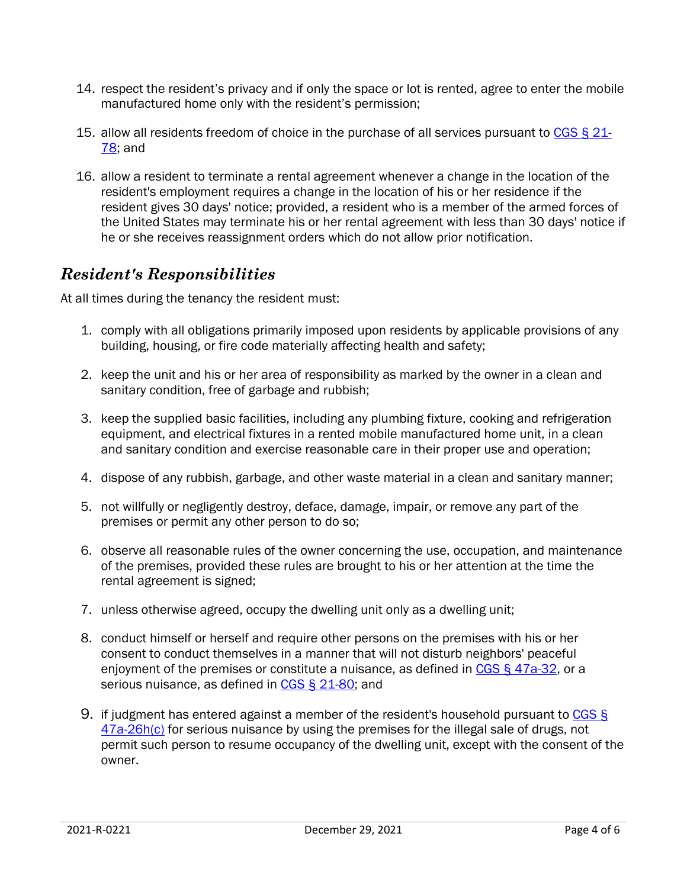14. respect the resident's privacy and if only the space or lot is rented, agree to enter the mobile manufactured home only with the resident's permission;

15. allow all residents freedom of choice in the purchase of all services pursuant to CGS § 21-78; and

16. allow a resident to terminate a rental agreement whenever a change in the location of the resident's employment requires a change in the location of his or her residence if the resident gives 30 days' notice; provided, a resident who is a member of the armed forces of the United States may terminate his or her rental agreement with less than 30 days' notice if he or she receives reassignment orders which do not allow prior notification.

## *Resident's Responsibilities*

At all times during the tenancy the resident must:

1. comply with all obligations primarily imposed upon residents by applicable provisions of any building, housing, or fire code materially affecting health and safety;

2. keep the unit and his or her area of responsibility as marked by the owner in a clean and sanitary condition, free of garbage and rubbish;

3. keep the supplied basic facilities, including any plumbing fixture, cooking and refrigeration equipment, and electrical fixtures in a rented mobile manufactured home unit, in a clean and sanitary condition and exercise reasonable care in their proper use and operation;

4. dispose of any rubbish, garbage, and other waste material in a clean and sanitary manner;

5. not willfully or negligently destroy, deface, damage, impair, or remove any part of the premises or permit any other person to do so;

6. observe all reasonable rules of the owner concerning the use, occupation, and maintenance of the premises, provided these rules are brought to his or her attention at the time the rental agreement is signed;

7. unless otherwise agreed, occupy the dwelling unit only as a dwelling unit;

8. conduct himself or herself and require other persons on the premises with his or her consent to conduct themselves in a manner that will not disturb neighbors' peaceful enjoyment of the premises or constitute a nuisance, as defined in CGS § 47a-32, or a serious nuisance, as defined in CGS § 21-80; and

9. if judgment has entered against a member of the resident's household pursuant to CGS § 47a-26h(c) for serious nuisance by using the premises for the illegal sale of drugs, not permit such person to resume occupancy of the dwelling unit, except with the consent of the owner.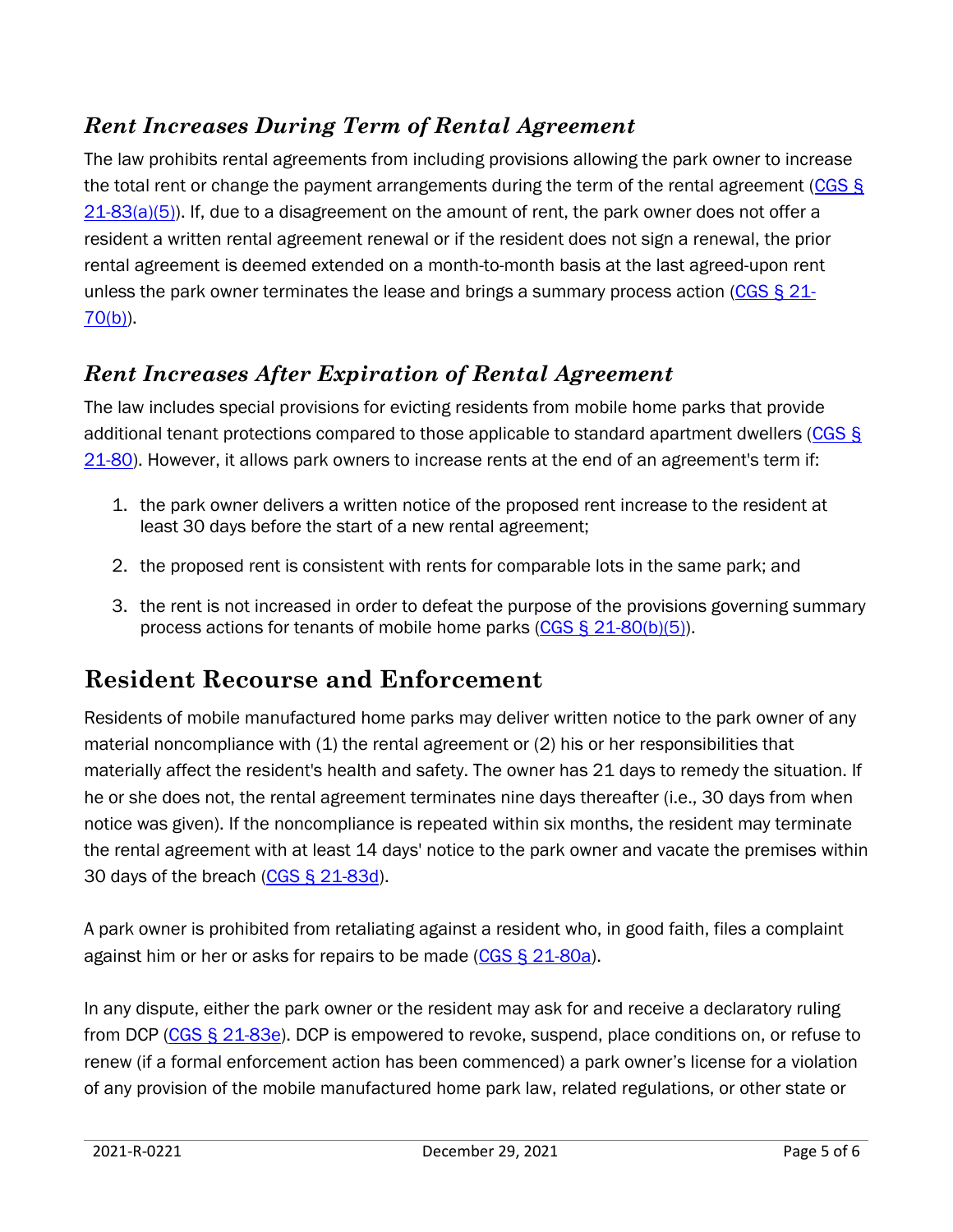### *Rent Increases During Term of Rental Agreement*

The law prohibits rental agreements from including provisions allowing the park owner to increase the total rent or change the payment arrangements during the term of the rental agreement (CGS § 21-83(a)(5)). If, due to a disagreement on the amount of rent, the park owner does not offer a resident a written rental agreement renewal or if the resident does not sign a renewal, the prior rental agreement is deemed extended on a month-to-month basis at the last agreed-upon rent unless the park owner terminates the lease and brings a summary process action (CGS § 21-70(b)).

### *Rent Increases After Expiration of Rental Agreement*

The law includes special provisions for evicting residents from mobile home parks that provide additional tenant protections compared to those applicable to standard apartment dwellers (CGS § 21-80). However, it allows park owners to increase rents at the end of an agreement's term if:

1. the park owner delivers a written notice of the proposed rent increase to the resident at least 30 days before the start of a new rental agreement;
2. the proposed rent is consistent with rents for comparable lots in the same park; and
3. the rent is not increased in order to defeat the purpose of the provisions governing summary process actions for tenants of mobile home parks (CGS § 21-80(b)(5)).

## Resident Recourse and Enforcement

Residents of mobile manufactured home parks may deliver written notice to the park owner of any material noncompliance with (1) the rental agreement or (2) his or her responsibilities that materially affect the resident's health and safety. The owner has 21 days to remedy the situation. If he or she does not, the rental agreement terminates nine days thereafter (i.e., 30 days from when notice was given). If the noncompliance is repeated within six months, the resident may terminate the rental agreement with at least 14 days' notice to the park owner and vacate the premises within 30 days of the breach (CGS § 21-83d).

A park owner is prohibited from retaliating against a resident who, in good faith, files a complaint against him or her or asks for repairs to be made (CGS § 21-80a).

In any dispute, either the park owner or the resident may ask for and receive a declaratory ruling from DCP (CGS § 21-83e). DCP is empowered to revoke, suspend, place conditions on, or refuse to renew (if a formal enforcement action has been commenced) a park owner's license for a violation of any provision of the mobile manufactured home park law, related regulations, or other state or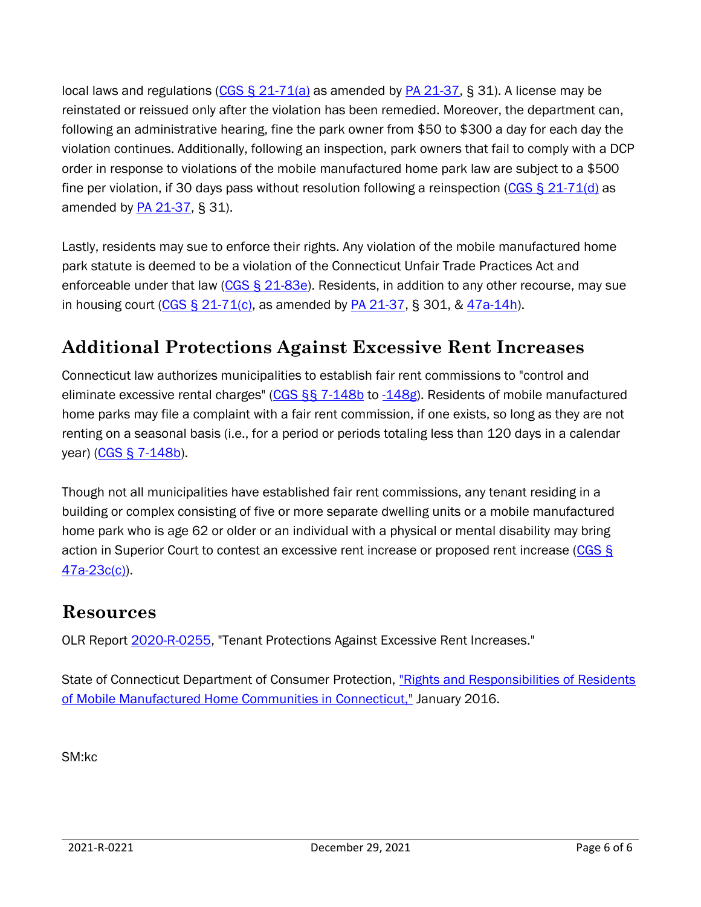local laws and regulations (CGS § 21-71(a) as amended by PA 21-37, § 31). A license may be reinstated or reissued only after the violation has been remedied. Moreover, the department can, following an administrative hearing, fine the park owner from $50 to $300 a day for each day the violation continues. Additionally, following an inspection, park owners that fail to comply with a DCP order in response to violations of the mobile manufactured home park law are subject to a $500 fine per violation, if 30 days pass without resolution following a reinspection (CGS § 21-71(d) as amended by PA 21-37, § 31).

Lastly, residents may sue to enforce their rights. Any violation of the mobile manufactured home park statute is deemed to be a violation of the Connecticut Unfair Trade Practices Act and enforceable under that law (CGS § 21-83e). Residents, in addition to any other recourse, may sue in housing court (CGS § 21-71(c), as amended by PA 21-37, § 301, & 47a-14h).

## Additional Protections Against Excessive Rent Increases

Connecticut law authorizes municipalities to establish fair rent commissions to "control and eliminate excessive rental charges" (CGS §§ 7-148b to -148g). Residents of mobile manufactured home parks may file a complaint with a fair rent commission, if one exists, so long as they are not renting on a seasonal basis (i.e., for a period or periods totaling less than 120 days in a calendar year) (CGS § 7-148b).

Though not all municipalities have established fair rent commissions, any tenant residing in a building or complex consisting of five or more separate dwelling units or a mobile manufactured home park who is age 62 or older or an individual with a physical or mental disability may bring action in Superior Court to contest an excessive rent increase or proposed rent increase (CGS § 47a-23c(c)).

## Resources

OLR Report 2020-R-0255, "Tenant Protections Against Excessive Rent Increases."

State of Connecticut Department of Consumer Protection, "Rights and Responsibilities of Residents of Mobile Manufactured Home Communities in Connecticut," January 2016.

SM:kc